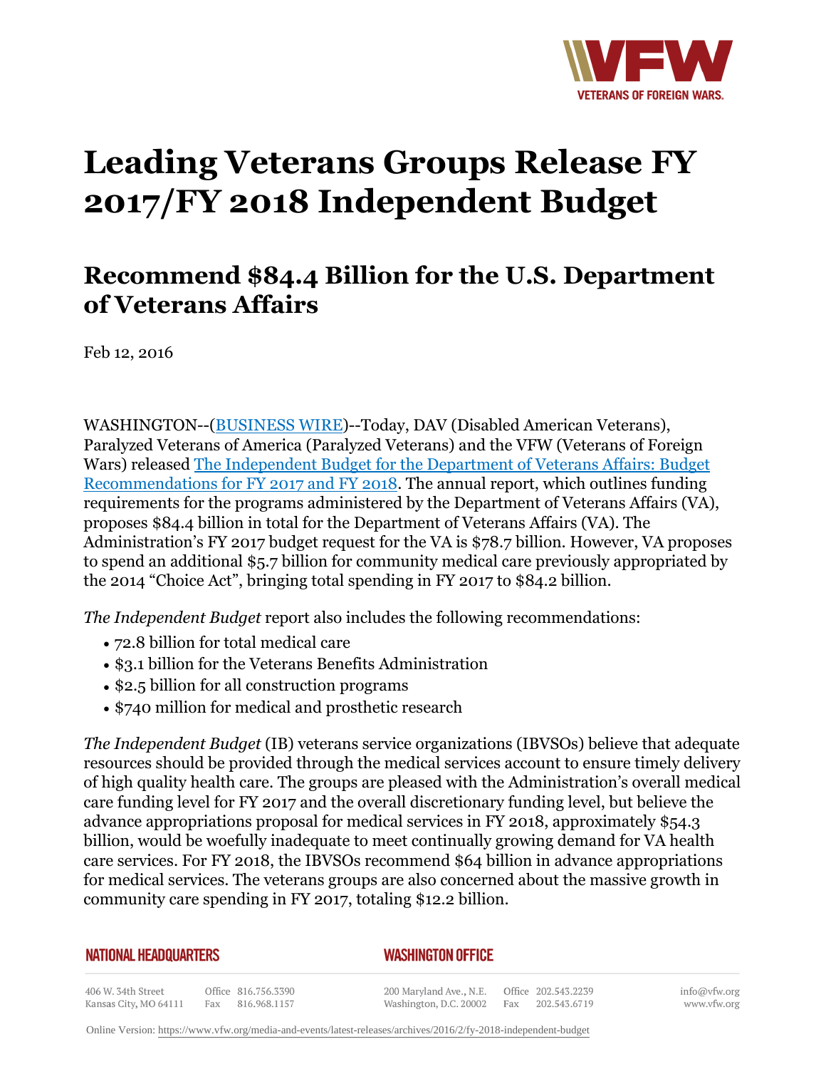# Leading Veterans Groups Release FY 2017/FY 2018 Independent Budget

## Recommend $84.4 Billion for the U.S. Department of Veterans Affairs

Feb 12, 2016

WASHINGTON--(BUSINESS WIRE)--Today, DAV (Disabled American Veterans), Paralyzed Veterans of America (Paralyzed Veterans) and the VFW (Veterans of Foreign Wars) released The Independent Budget for the Department of Veterans Affairs: Budget Recommendations for FY 2017 and FY 2018. The annual report, which outlines funding requirements for the programs administered by the Department of Veterans Affairs (VA), proposes $84.4 billion in total for the Department of Veterans Affairs (VA). The Administration's FY 2017 budget request for the VA is $78.7 billion. However, VA proposes to spend an additional $5.7 billion for community medical care previously appropriated by the 2014 "Choice Act", bringing total spending in FY 2017 to $84.2 billion.

*The Independent Budget* report also includes the following recommendations:

- 72.8 billion for total medical care
- $3.1 billion for the Veterans Benefits Administration
- $2.5 billion for all construction programs
- $740 million for medical and prosthetic research

*The Independent Budget* (IB) veterans service organizations (IBVSOs) believe that adequate resources should be provided through the medical services account to ensure timely delivery of high quality health care. The groups are pleased with the Administration's overall medical care funding level for FY 2017 and the overall discretionary funding level, but believe the advance appropriations proposal for medical services in FY 2018, approximately $54.3 billion, would be woefully inadequate to meet continually growing demand for VA health care services. For FY 2018, the IBVSOs recommend $64 billion in advance appropriations for medical services. The veterans groups are also concerned about the massive growth in community care spending in FY 2017, totaling $12.2 billion.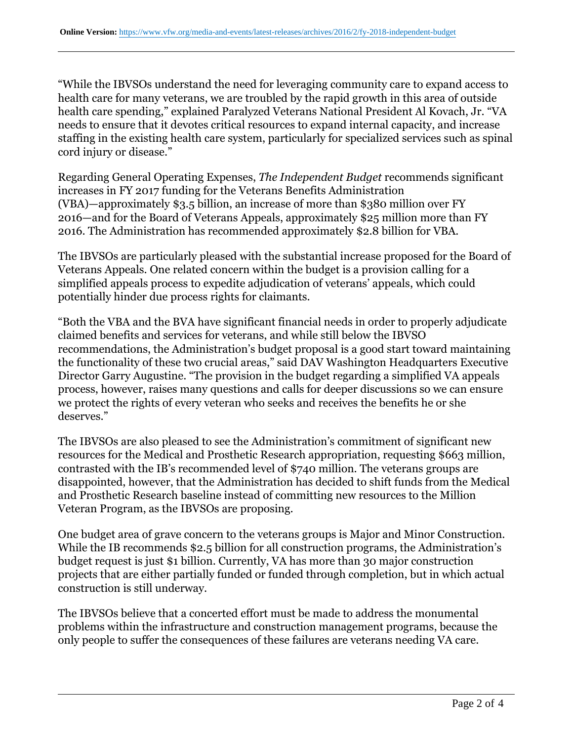"While the IBVSOs understand the need for leveraging community care to expand access to health care for many veterans, we are troubled by the rapid growth in this area of outside health care spending," explained Paralyzed Veterans National President Al Kovach, Jr. "VA needs to ensure that it devotes critical resources to expand internal capacity, and increase staffing in the existing health care system, particularly for specialized services such as spinal cord injury or disease."

Regarding General Operating Expenses, *The Independent Budget* recommends significant increases in FY 2017 funding for the Veterans Benefits Administration (VBA)—approximately $3.5 billion, an increase of more than $380 million over FY 2016—and for the Board of Veterans Appeals, approximately $25 million more than FY 2016. The Administration has recommended approximately $2.8 billion for VBA.

The IBVSOs are particularly pleased with the substantial increase proposed for the Board of Veterans Appeals. One related concern within the budget is a provision calling for a simplified appeals process to expedite adjudication of veterans' appeals, which could potentially hinder due process rights for claimants.

"Both the VBA and the BVA have significant financial needs in order to properly adjudicate claimed benefits and services for veterans, and while still below the IBVSO recommendations, the Administration's budget proposal is a good start toward maintaining the functionality of these two crucial areas," said DAV Washington Headquarters Executive Director Garry Augustine. "The provision in the budget regarding a simplified VA appeals process, however, raises many questions and calls for deeper discussions so we can ensure we protect the rights of every veteran who seeks and receives the benefits he or she deserves."

The IBVSOs are also pleased to see the Administration's commitment of significant new resources for the Medical and Prosthetic Research appropriation, requesting $663 million, contrasted with the IB's recommended level of $740 million. The veterans groups are disappointed, however, that the Administration has decided to shift funds from the Medical and Prosthetic Research baseline instead of committing new resources to the Million Veteran Program, as the IBVSOs are proposing.

One budget area of grave concern to the veterans groups is Major and Minor Construction. While the IB recommends $2.5 billion for all construction programs, the Administration's budget request is just $1 billion. Currently, VA has more than 30 major construction projects that are either partially funded or funded through completion, but in which actual construction is still underway.

The IBVSOs believe that a concerted effort must be made to address the monumental problems within the infrastructure and construction management programs, because the only people to suffer the consequences of these failures are veterans needing VA care.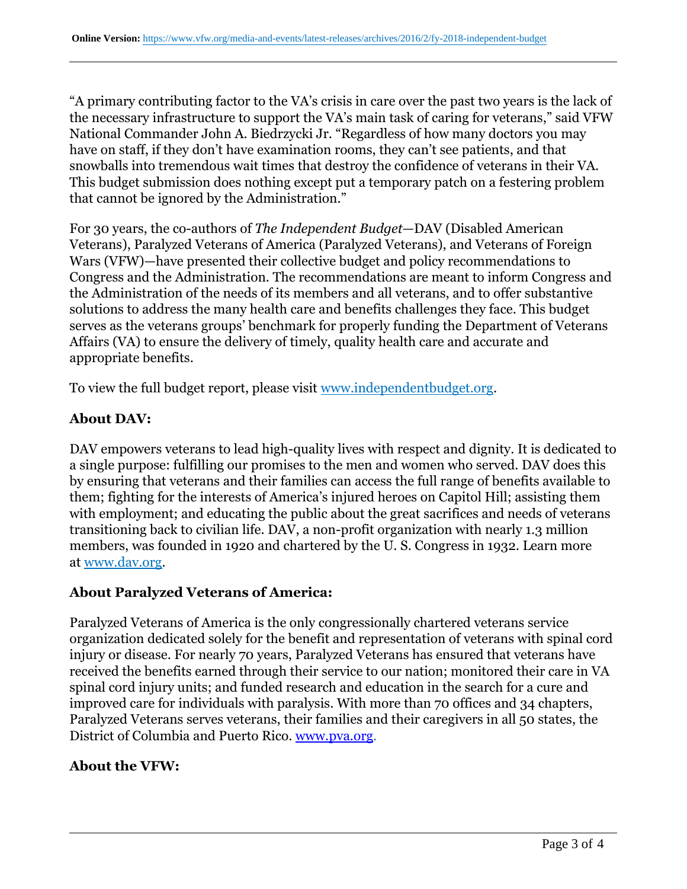“A primary contributing factor to the VA’s crisis in care over the past two years is the lack of the necessary infrastructure to support the VA’s main task of caring for veterans,” said VFW National Commander John A. Biedrzycki Jr. “Regardless of how many doctors you may have on staff, if they don’t have examination rooms, they can’t see patients, and that snowballs into tremendous wait times that destroy the confidence of veterans in their VA. This budget submission does nothing except put a temporary patch on a festering problem that cannot be ignored by the Administration.”

For 30 years, the co-authors of *The Independent Budget*—DAV (Disabled American Veterans), Paralyzed Veterans of America (Paralyzed Veterans), and Veterans of Foreign Wars (VFW)—have presented their collective budget and policy recommendations to Congress and the Administration. The recommendations are meant to inform Congress and the Administration of the needs of its members and all veterans, and to offer substantive solutions to address the many health care and benefits challenges they face. This budget serves as the veterans groups’ benchmark for properly funding the Department of Veterans Affairs (VA) to ensure the delivery of timely, quality health care and accurate and appropriate benefits.

To view the full budget report, please visit [www.independentbudget.org](http://www.independentbudget.org).

**About DAV:**

DAV empowers veterans to lead high-quality lives with respect and dignity. It is dedicated to a single purpose: fulfilling our promises to the men and women who served. DAV does this by ensuring that veterans and their families can access the full range of benefits available to them; fighting for the interests of America’s injured heroes on Capitol Hill; assisting them with employment; and educating the public about the great sacrifices and needs of veterans transitioning back to civilian life. DAV, a non-profit organization with nearly 1.3 million members, was founded in 1920 and chartered by the U. S. Congress in 1932. Learn more at [www.dav.org](http://www.dav.org).

**About Paralyzed Veterans of America:**

Paralyzed Veterans of America is the only congressionally chartered veterans service organization dedicated solely for the benefit and representation of veterans with spinal cord injury or disease. For nearly 70 years, Paralyzed Veterans has ensured that veterans have received the benefits earned through their service to our nation; monitored their care in VA spinal cord injury units; and funded research and education in the search for a cure and improved care for individuals with paralysis. With more than 70 offices and 34 chapters, Paralyzed Veterans serves veterans, their families and their caregivers in all 50 states, the District of Columbia and Puerto Rico. [www.pva.org](http://www.pva.org).

**About the VFW:**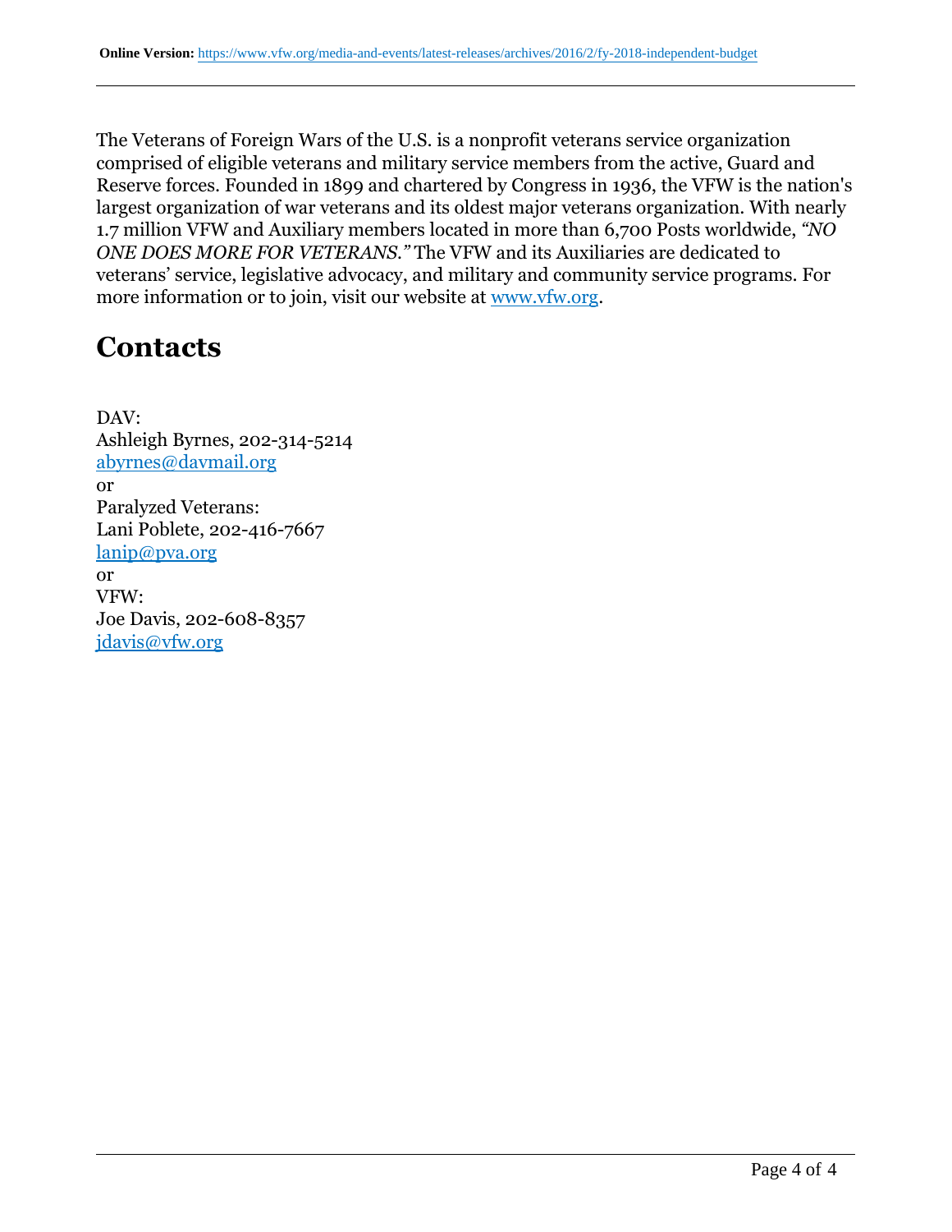The Veterans of Foreign Wars of the U.S. is a nonprofit veterans service organization comprised of eligible veterans and military service members from the active, Guard and Reserve forces. Founded in 1899 and chartered by Congress in 1936, the VFW is the nation's largest organization of war veterans and its oldest major veterans organization. With nearly 1.7 million VFW and Auxiliary members located in more than 6,700 Posts worldwide, *"NO ONE DOES MORE FOR VETERANS."* The VFW and its Auxiliaries are dedicated to veterans' service, legislative advocacy, and military and community service programs. For more information or to join, visit our website at [www.vfw.org](http://www.vfw.org).

## Contacts

DAV:
Ashleigh Byrnes, 202-314-5214
[abyrnes@davmail.org](mailto:abyrnes@davmail.org)
or
Paralyzed Veterans:
Lani Poblete, 202-416-7667
[lanip@pva.org](mailto:lanip@pva.org)
or
VFW:
Joe Davis, 202-608-8357
[jdavis@vfw.org](mailto:jdavis@vfw.org)